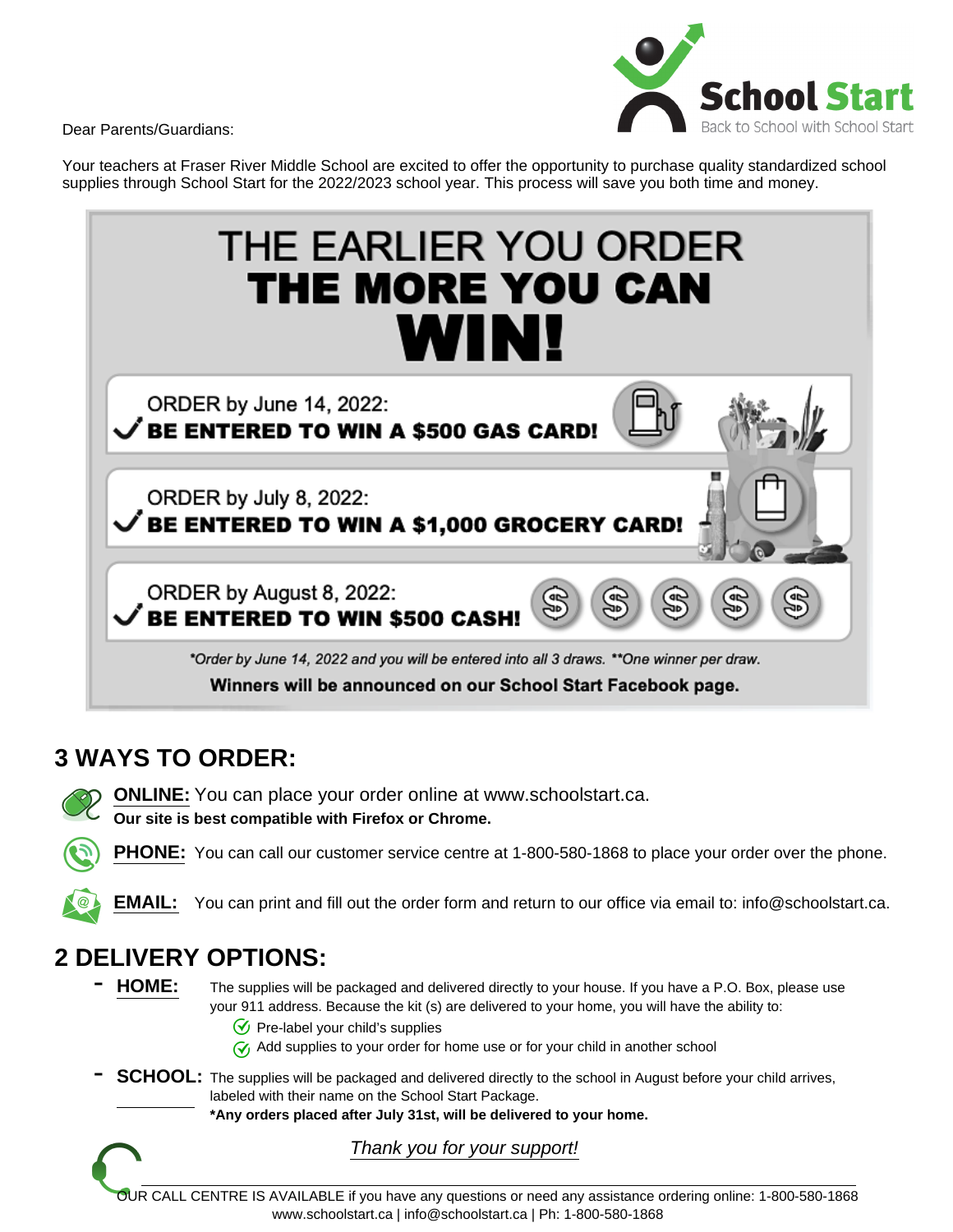**School Start**
Back to School with School Start

Dear Parents/Guardians:

Your teachers at Fraser River Middle School are excited to offer the opportunity to purchase quality standardized school supplies through School Start for the 2022/2023 school year. This process will save you both time and money.

# THE EARLIER YOU ORDER THE MORE YOU CAN WIN!

- ORDER by June 14, 2022:
  ✓ **BE ENTERED TO WIN A $500 GAS CARD!**
- ORDER by July 8, 2022:
  ✓ **BE ENTERED TO WIN A $1,000 GROCERY CARD!**
- ORDER by August 8, 2022:
  ✓ **BE ENTERED TO WIN $500 CASH!**

*\*Order by June 14, 2022 and you will be entered into all 3 draws. \*\*One winner per draw.*

**Winners will be announced on our School Start Facebook page.**

## 3 WAYS TO ORDER:

**ONLINE:** You can place your order online at www.schoolstart.ca.
**Our site is best compatible with Firefox or Chrome.**

**PHONE:** You can call our customer service centre at 1-800-580-1868 to place your order over the phone.

**EMAIL:** You can print and fill out the order form and return to our office via email to: info@schoolstart.ca.

## 2 DELIVERY OPTIONS:

- **HOME:** The supplies will be packaged and delivered directly to your house. If you have a P.O. Box, please use your 911 address. Because the kit (s) are delivered to your home, you will have the ability to:
  - ✓ Pre-label your child's supplies
  - ✓ Add supplies to your order for home use or for your child in another school
- **SCHOOL:** The supplies will be packaged and delivered directly to the school in August before your child arrives, labeled with their name on the School Start Package.
  **\*Any orders placed after July 31st, will be delivered to your home.**

*Thank you for your support!*

OUR CALL CENTRE IS AVAILABLE if you have any questions or need any assistance ordering online: 1-800-580-1868
www.schoolstart.ca | info@schoolstart.ca | Ph: 1-800-580-1868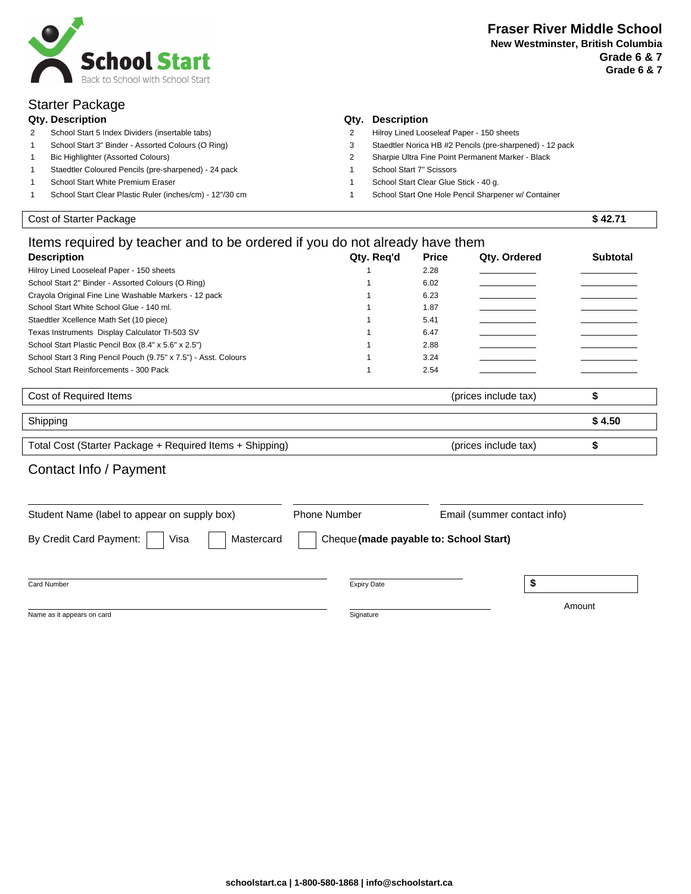**School Start**
Back to School with School Start

# Fraser River Middle School

**New Westminster, British Columbia**

**Grade 6 & 7**

**Grade 6 & 7**

## Starter Package

| Qty. | Description | Qty. | Description |
|---|---|---|---|
| 2 | School Start 5 Index Dividers (insertable tabs) | 2 | Hilroy Lined Looseleaf Paper - 150 sheets |
| 1 | School Start 3" Binder - Assorted Colours (O Ring) | 3 | Staedtler Norica HB #2 Pencils (pre-sharpened) - 12 pack |
| 1 | Bic Highlighter (Assorted Colours) | 2 | Sharpie Ultra Fine Point Permanent Marker - Black |
| 1 | Staedtler Coloured Pencils (pre-sharpened) - 24 pack | 1 | School Start 7" Scissors |
| 1 | School Start White Premium Eraser | 1 | School Start Clear Glue Stick - 40 g. |
| 1 | School Start Clear Plastic Ruler (inches/cm) - 12"/30 cm | 1 | School Start One Hole Pencil Sharpener w/ Container |

Cost of Starter Package **$ 42.71**

## Items required by teacher and to be ordered if you do not already have them

| Description | Qty. Req'd | Price | Qty. Ordered | Subtotal |
|---|---|---|---|---|
| Hilroy Lined Looseleaf Paper - 150 sheets | 1 | 2.28 | | |
| School Start 2" Binder - Assorted Colours (O Ring) | 1 | 6.02 | | |
| Crayola Original Fine Line Washable Markers - 12 pack | 1 | 6.23 | | |
| School Start White School Glue - 140 ml. | 1 | 1.87 | | |
| Staedtler Xcellence Math Set (10 piece) | 1 | 5.41 | | |
| Texas Instruments Display Calculator TI-503 SV | 1 | 6.47 | | |
| School Start Plastic Pencil Box (8.4" x 5.6" x 2.5") | 1 | 2.88 | | |
| School Start 3 Ring Pencil Pouch (9.75" x 7.5") - Asst. Colours | 1 | 3.24 | | |
| School Start Reinforcements - 300 Pack | 1 | 2.54 | | |

| | | |
|---|---|---|
| Cost of Required Items | (prices include tax) | **$** |
| Shipping | | **$ 4.50** |
| Total Cost (Starter Package + Required Items + Shipping) | (prices include tax) | **$** |

## Contact Info / Payment

Student Name (label to appear on supply box) ____________ Phone Number ____________ Email (summer contact info) ____________

By Credit Card Payment: ☐ Visa ☐ Mastercard ☐ Cheque **(made payable to: School Start)**

Card Number ____________ Expiry Date ____________ **$** ____________ Amount

Name as it appears on card ____________ Signature ____________

**schoolstart.ca | 1-800-580-1868 | info@schoolstart.ca**